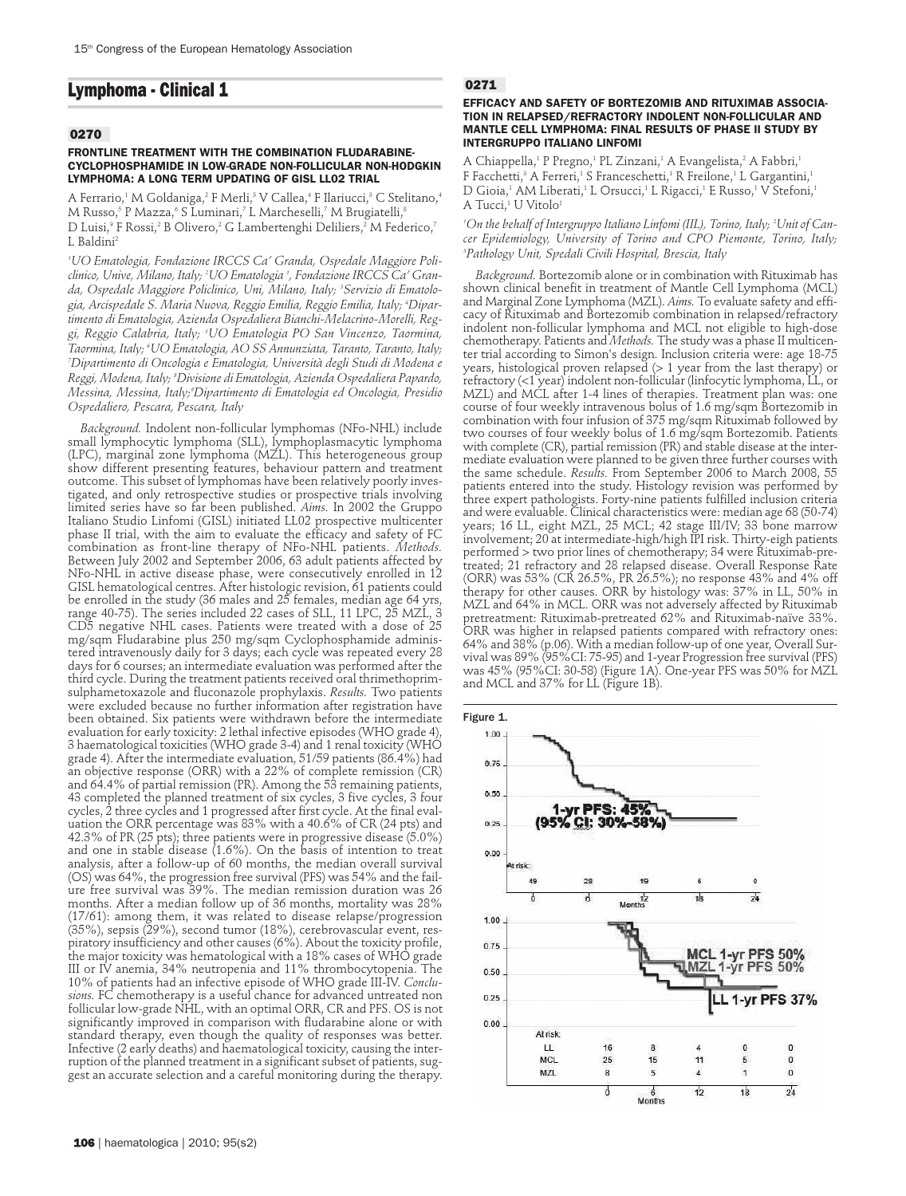## Lymphoma - Clinical 1

### 0270

#### FRONTLINE TREATMENT WITH THE COMBINATION FLUDARABINE-CYCLOPHOSPHAMIDE IN LOW-GRADE NON-FOLLICULAR NON-HODGKIN LYMPHOMA: A LONG TERM UPDATING OF GISL LL02 TRIAL

A Ferrario,[1] M Goldaniga,[2] F Merli,[3] V Callea,[4] F Ilariucci,[3] C Stelitano,[4] M Russo,[5] P Mazza,[6] S Luminari,[7] L Marcheselli,[7] M Brugiatelli,[8] D Luisi,[9] F Rossi,[2] B Olivero,[2] G Lambertenghi Deliliers,[2] M Federico,[7] L Baldini[2]

*[1]UO Ematologia, Fondazione IRCCS Ca' Granda, Ospedale Maggiore Policlinico, Unive, Milano, Italy; [2]UO Ematologia [1], Fondazione IRCCS Ca' Granda, Ospedale Maggiore Policlinico, Uni, Milano, Italy; [3]Servizio di Ematologia, Arcispedale S. Maria Nuova, Reggio Emilia, Reggio Emilia, Italy; [4]Dipartimento di Ematologia, Azienda Ospedaliera Bianchi-Melacrino-Morelli, Reggio Calabria, Reggio Calabria, Italy; [5]UO Ematologia PO San Vincenzo, Taormina, Taormina, Italy; [6]UO Ematologia, AO SS Annunziata, Taranto, Taranto, Italy; [7]Dipartimento di Oncologia e Ematologia, Università degli Studi di Modena e Reggi, Modena, Italy; [8]Divisione di Ematologia, Azienda Ospedaliera Papardo, Messina, Messina, Italy; [9]Dipartimento di Ematologia ed Oncologia, Presidio Ospedaliero, Pescara, Pescara, Italy*

*Background.* Indolent non-follicular lymphomas (NFo-NHL) include small lymphocytic lymphoma (SLL), lymphoplasmacytic lymphoma (LPC), marginal zone lymphoma (MZL). This heterogeneous group show different presenting features, behaviour pattern and treatment outcome. This subset of lymphomas has been relatively poorly investigated, and only retrospective studies or prospective trials involving limited series have so far been published. *Aims.* In 2002 the Gruppo Italiano Studio Linfomi (GISL) initiated LL02 prospective multicenter phase II trial, with the aim to evaluate the efficacy and safety of FC combination as front-line therapy of NFo-NHL patients. *Methods.* Between July 2002 and September 2006, 63 adult patients affected by NFo-NHL in active disease phase, were consecutively enrolled in 12 GISL hematological centres. After histologic revision, 61 patients could be enrolled in the study (36 males and 25 females, median age 64 yrs, range 40-75). The series included 22 cases of SLL, 11 LPC, 25 MZL, 3 CD5 negative NHL cases. Patients were treated with a dose of 25 mg/sqm Fludarabine plus 250 mg/sqm Cyclophosphamide administered intravenously daily for 3 days; each cycle was repeated every 28 days for 6 courses; an intermediate evaluation was performed after the third cycle. During the treatment patients received oral thrimethoprim-sulphametoxazole and fluconazole prophylaxis. *Results.* Two patients were excluded because no further information after registration have been obtained. Six patients were withdrawn before the intermediate evaluation for early toxicity: 2 lethal infective episodes (WHO grade 4), 3 haematological toxicities (WHO grade 3-4) and 1 renal toxicity (WHO grade 4). After the intermediate evaluation, 51/59 patients (86.4%) had an objective response (ORR) with a 22% of complete remission (CR) and 64.4% of partial remission (PR). Among the 53 remaining patients, 43 completed the planned treatment of six cycles, 3 five cycles, 3 four cycles, 2 three cycles and 1 progressed after first cycle. At the final evaluation the ORR percentage was 83% with a 40.6% of CR (24 pts) and 42.3% of PR (25 pts); three patients were in progressive disease (5.0%) and one in stable disease (1.6%). On the basis of intention to treat analysis, after a follow-up of 60 months, the median overall survival (OS) was 64%, the progression free survival (PFS) was 54% and the failure free survival was 39%. The median remission duration was 26 months. After a median follow up of 36 months, mortality was 28% (17/61): among them, it was related to disease relapse/progression (35%), sepsis (29%), second tumor (18%), cerebrovascular event, respiratory insufficiency and other causes (6%). About the toxicity profile, the major toxicity was hematological with a 18% cases of WHO grade III or IV anemia, 34% neutropenia and 11% thrombocytopenia. The 10% of patients had an infective episode of WHO grade III-IV. *Conclusions.* FC chemotherapy is a useful chance for advanced untreated non follicular low-grade NHL, with an optimal ORR, CR and PFS. OS is not significantly improved in comparison with fludarabine alone or with standard therapy, even though the quality of responses was better. Infective (2 early deaths) and haematological toxicity, causing the interruption of the planned treatment in a significant subset of patients, suggest an accurate selection and a careful monitoring during the therapy.

### 0271

#### EFFICACY AND SAFETY OF BORTEZOMIB AND RITUXIMAB ASSOCIATION IN RELAPSED/REFRACTORY INDOLENT NON-FOLLICULAR AND MANTLE CELL LYMPHOMA: FINAL RESULTS OF PHASE II STUDY BY INTERGRUPPO ITALIANO LINFOMI

A Chiappella,[1] P Pregno,[1] PL Zinzani,[1] A Evangelista,[2] A Fabbri,[1] F Facchetti,[3] A Ferreri,[1] S Franceschetti,[1] R Freilone,[1] L Gargantini,[1] D Gioia,[1] AM Liberati,[1] L Orsucci,[1] L Rigacci,[1] E Russo,[1] V Stefoni,[1] A Tucci,[1] U Vitolo[1]

*[1]On the behalf of Intergruppo Italiano Linfomi (IIL), Torino, Italy; [2]Unit of Cancer Epidemiology, University of Torino and CPO Piemonte, Torino, Italy; [3]Pathology Unit, Spedali Civili Hospital, Brescia, Italy*

*Background.* Bortezomib alone or in combination with Rituximab has shown clinical benefit in treatment of Mantle Cell Lymphoma (MCL) and Marginal Zone Lymphoma (MZL). *Aims.* To evaluate safety and efficacy of Rituximab and Bortezomib combination in relapsed/refractory indolent non-follicular lymphoma and MCL not eligible to high-dose chemotherapy. Patients and *Methods.* The study was a phase II multicenter trial according to Simon's design. Inclusion criteria were: age 18-75 years, histological proven relapsed (> 1 year from the last therapy) or refractory (<1 year) indolent non-follicular (linfocytic lymphoma, LL, or MZL) and MCL after 1-4 lines of therapies. Treatment plan was: one course of four weekly intravenous bolus of 1.6 mg/sqm Bortezomib in combination with four infusion of 375 mg/sqm Rituximab followed by two courses of four weekly bolus of 1.6 mg/sqm Bortezomib. Patients with complete (CR), partial remission (PR) and stable disease at the intermediate evaluation were planned to be given three further courses with the same schedule. *Results.* From September 2006 to March 2008, 55 patients entered into the study. Histology revision was performed by three expert pathologists. Forty-nine patients fulfilled inclusion criteria and were evaluable. Clinical characteristics were: median age 68 (50-74) years; 16 LL, eight MZL, 25 MCL; 42 stage III/IV; 33 bone marrow involvement; 20 at intermediate-high/high IPI risk. Thirty-eigh patients performed > two prior lines of chemotherapy; 34 were Rituximab-pretreated; 21 refractory and 28 relapsed disease. Overall Response Rate (ORR) was 53% (CR 26.5%, PR 26.5%); no response 43% and 4% off therapy for other causes. ORR by histology was: 37% in LL, 50% in MZL and 64% in MCL. ORR was not adversely affected by Rituximab pretreatment: Rituximab-pretreated 62% and Rituximab-naïve 33%. ORR was higher in relapsed patients compared with refractory ones: 64% and 38% (p.06). With a median follow-up of one year, Overall Survival was 89% (95%CI: 75-95) and 1-year Progression free survival (PFS) was 45% (95%CI: 30-58) (Figure 1A). One-year PFS was 50% for MZL and MCL and 37% for LL (Figure 1B).

Figure 1.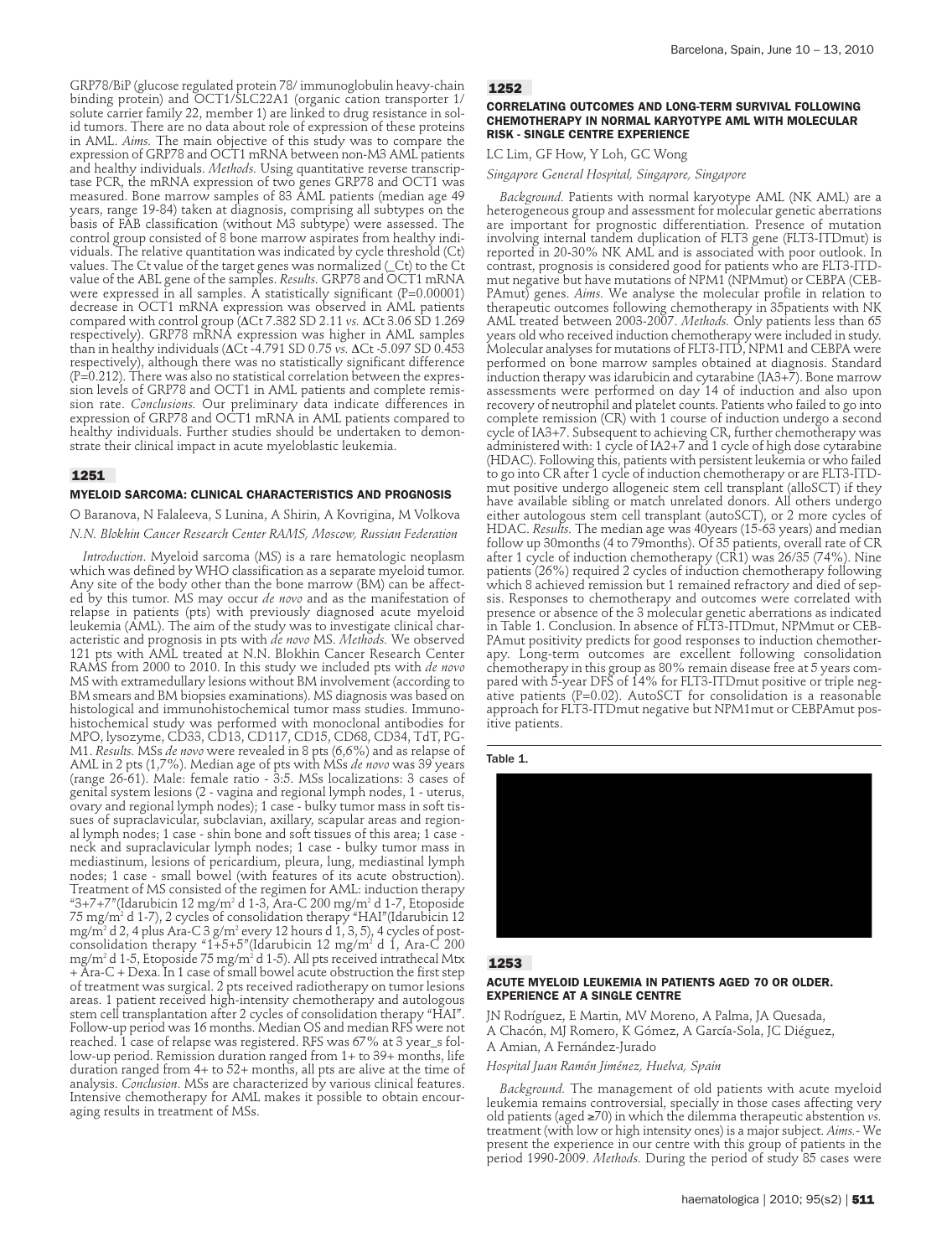GRP78/BiP (glucose regulated protein 78/ immunoglobulin heavy-chain binding protein) and OCT1/SLC22A1 (organic cation transporter 1/ solute carrier family 22, member 1) are linked to drug resistance in solid tumors. There are no data about role of expression of these proteins in AML. *Aims.* The main objective of this study was to compare the expression of GRP78 and OCT1 mRNA between non-M3 AML patients and healthy individuals. *Methods.* Using quantitative reverse transcriptase PCR, the mRNA expression of two genes GRP78 and OCT1 was measured. Bone marrow samples of 83 AML patients (median age 49 years, range 19-84) taken at diagnosis, comprising all subtypes on the basis of FAB classification (without M3 subtype) were assessed. The control group consisted of 8 bone marrow aspirates from healthy individuals. The relative quantitation was indicated by cycle threshold (Ct) values. The Ct value of the target genes was normalized (_Ct) to the Ct value of the ABL gene of the samples. *Results.* GRP78 and OCT1 mRNA were expressed in all samples. A statistically significant (P=0.00001) decrease in OCT1 mRNA expression was observed in AML patients compared with control group (ΔCt 7.382 SD 2.11 *vs.* ΔCt 3.06 SD 1.269 respectively). GRP78 mRNA expression was higher in AML samples than in healthy individuals (ΔCt -4.791 SD 0.75 *vs.* ΔCt -5.097 SD 0.453 respectively), although there was no statistically significant difference (P=0.212). There was also no statistical correlation between the expression levels of GRP78 and OCT1 in AML patients and complete remission rate. *Conclusions.* Our preliminary data indicate differences in expression of GRP78 and OCT1 mRNA in AML patients compared to healthy individuals. Further studies should be undertaken to demonstrate their clinical impact in acute myeloblastic leukemia.

## 1251

### MYELOID SARCOMA: CLINICAL CHARACTERISTICS AND PROGNOSIS

O Baranova, N Falaleeva, S Lunina, A Shirin, A Kovrigina, M Volkova

*N.N. Blokhin Cancer Research Center RAMS, Moscow, Russian Federation*

*Introduction*. Myeloid sarcoma (MS) is a rare hematologic neoplasm which was defined by WHO classification as a separate myeloid tumor. Any site of the body other than the bone marrow (BM) can be affected by this tumor. MS may occur *de novo* and as the manifestation of relapse in patients (pts) with previously diagnosed acute myeloid leukemia (AML). The aim of the study was to investigate clinical characteristic and prognosis in pts with *de novo* MS. *Methods.* We observed 121 pts with AML treated at N.N. Blokhin Cancer Research Center RAMS from 2000 to 2010. In this study we included pts with *de novo* MS with extramedullary lesions without BM involvement (according to BM smears and BM biopsies examinations). MS diagnosis was based on histological and immunohistochemical tumor mass studies. Immunohistochemical study was performed with monoclonal antibodies for MPO, lysozyme, CD33, CD13, CD117, CD15, CD68, CD34, TdT, PG-M1. *Results.* MSs *de novo* were revealed in 8 pts (6,6%) and as relapse of AML in 2 pts (1,7%). Median age of pts with MSs *de novo* was 39 years (range 26-61). Male: female ratio - 3:5. MSs localizations: 3 cases of genital system lesions (2 - vagina and regional lymph nodes, 1 - uterus, ovary and regional lymph nodes); 1 case - bulky tumor mass in soft tissues of supraclavicular, subclavian, axillary, scapular areas and regional lymph nodes; 1 case - shin bone and soft tissues of this area; 1 case - neck and supraclavicular lymph nodes; 1 case - bulky tumor mass in mediastinum, lesions of pericardium, pleura, lung, mediastinal lymph nodes; 1 case - small bowel (with features of its acute obstruction). Treatment of MS consisted of the regimen for AML: induction therapy "3+7+7"(Idarubicin 12 mg/m$^2$ d 1-3, Ara-C 200 mg/m$^2$ d 1-7, Etoposide 75 mg/m$^2$ d 1-7), 2 cycles of consolidation therapy "HAI"(Idarubicin 12 mg/m$^2$ d 2, 4 plus Ara-C 3 g/m$^2$ every 12 hours d 1, 3, 5), 4 cycles of post-consolidation therapy "1+5+5"(Idarubicin 12 mg/m$^2$ d 1, Ara-C 200 mg/m$^2$ d 1-5, Etoposide 75 mg/m$^2$ d 1-5). All pts received intrathecal Mtx + Ara-C + Dexa. In 1 case of small bowel acute obstruction the first step of treatment was surgical. 2 pts received radiotherapy on tumor lesions areas. 1 patient received high-intensity chemotherapy and autologous stem cell transplantation after 2 cycles of consolidation therapy "HAI". Follow-up period was 16 months. Median OS and median RFS were not reached. 1 case of relapse was registered. RFS was 67% at 3 year_s follow-up period. Remission duration ranged from 1+ to 39+ months, life duration ranged from 4+ to 52+ months, all pts are alive at the time of analysis. *Conclusion*. MSs are characterized by various clinical features. Intensive chemotherapy for AML makes it possible to obtain encouraging results in treatment of MSs.

## 1252

### CORRELATING OUTCOMES AND LONG-TERM SURVIVAL FOLLOWING CHEMOTHERAPY IN NORMAL KARYOTYPE AML WITH MOLECULAR RISK - SINGLE CENTRE EXPERIENCE

LC Lim, GF How, Y Loh, GC Wong

*Singapore General Hospital, Singapore, Singapore*

*Background.* Patients with normal karyotype AML (NK AML) are a heterogeneous group and assessment for molecular genetic aberrations are important for prognostic differentiation. Presence of mutation involving internal tandem duplication of FLT3 gene (FLT3-ITDmut) is reported in 20-30% NK AML and is associated with poor outlook. In contrast, prognosis is considered good for patients who are FLT3-ITD-mut negative but have mutations of NPM1 (NPMmut) or CEBPA (CEBPAmut) genes. *Aims.* We analyse the molecular profile in relation to therapeutic outcomes following chemotherapy in 35patients with NK AML treated between 2003-2007. *Methods.* Only patients less than 65 years old who received induction chemotherapy were included in study. Molecular analyses for mutations of FLT3-ITD, NPM1 and CEBPA were performed on bone marrow samples obtained at diagnosis. Standard induction therapy was idarubicin and cytarabine (IA3+7). Bone marrow assessments were performed on day 14 of induction and also upon recovery of neutrophil and platelet counts. Patients who failed to go into complete remission (CR) with 1 course of induction undergo a second cycle of IA3+7. Subsequent to achieving CR, further chemotherapy was administered with: 1 cycle of IA2+7 and 1 cycle of high dose cytarabine (HDAC). Following this, patients with persistent leukemia or who failed to go into CR after 1 cycle of induction chemotherapy or are FLT3-ITD-mut positive undergo allogeneic stem cell transplant (alloSCT) if they have available sibling or match unrelated donors. All others undergo either autologous stem cell transplant (autoSCT), or 2 more cycles of HDAC. *Results.* The median age was 40years (15-63 years) and median follow up 30months (4 to 79months). Of 35 patients, overall rate of CR after 1 cycle of induction chemotherapy (CR1) was 26/35 (74%). Nine patients (26%) required 2 cycles of induction chemotherapy following which 8 achieved remission but 1 remained refractory and died of sepsis. Responses to chemotherapy and outcomes were correlated with presence or absence of the 3 molecular genetic aberrations as indicated in Table 1. Conclusion. In absence of FLT3-ITDmut, NPMmut or CEBPAmut positivity predicts for good responses to induction chemotherapy. Long-term outcomes are excellent following consolidation chemotherapy in this group as 80% remain disease free at 5 years compared with 5-year DFS of 14% for FLT3-ITDmut positive or triple negative patients (P=0.02). AutoSCT for consolidation is a reasonable approach for FLT3-ITDmut negative but NPM1mut or CEBPAmut positive patients.

Table 1.

## 1253

### ACUTE MYELOID LEUKEMIA IN PATIENTS AGED 70 OR OLDER. EXPERIENCE AT A SINGLE CENTRE

JN Rodríguez, E Martin, MV Moreno, A Palma, JA Quesada, A Chacón, MJ Romero, K Gómez, A García-Sola, JC Diéguez, A Amian, A Fernández-Jurado

*Hospital Juan Ramón Jiménez, Huelva, Spain*

*Background.* The management of old patients with acute myeloid leukemia remains controversial, specially in those cases affecting very old patients (aged ≥70) in which the dilemma therapeutic abstention *vs.* treatment (with low or high intensity ones) is a major subject. *Aims.*- We present the experience in our centre with this group of patients in the period 1990-2009. *Methods.* During the period of study 85 cases were